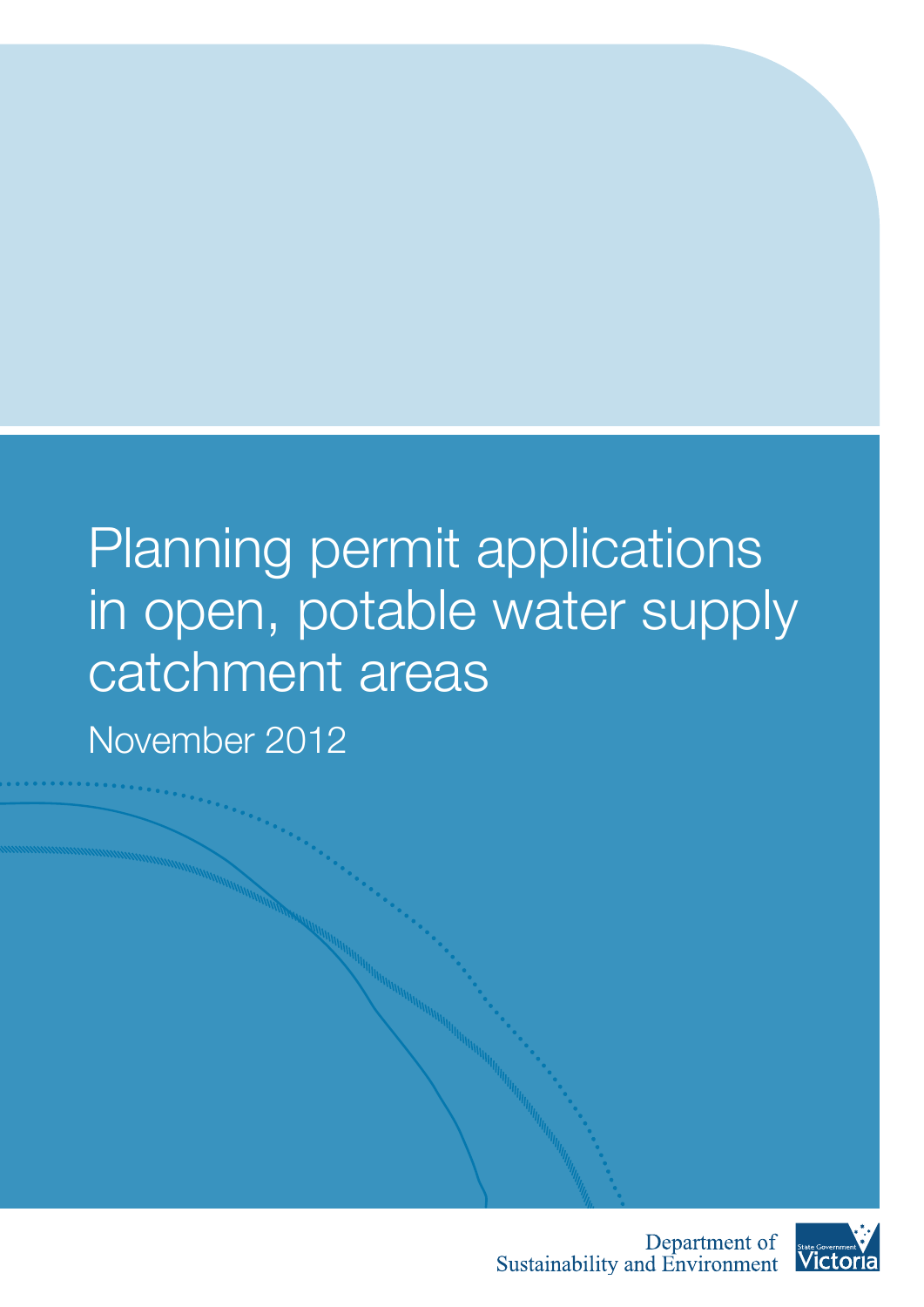# Planning permit applications in open, potable water supply catchment areas

November 2012

Department of Sustainability and Environment

State Government Victoria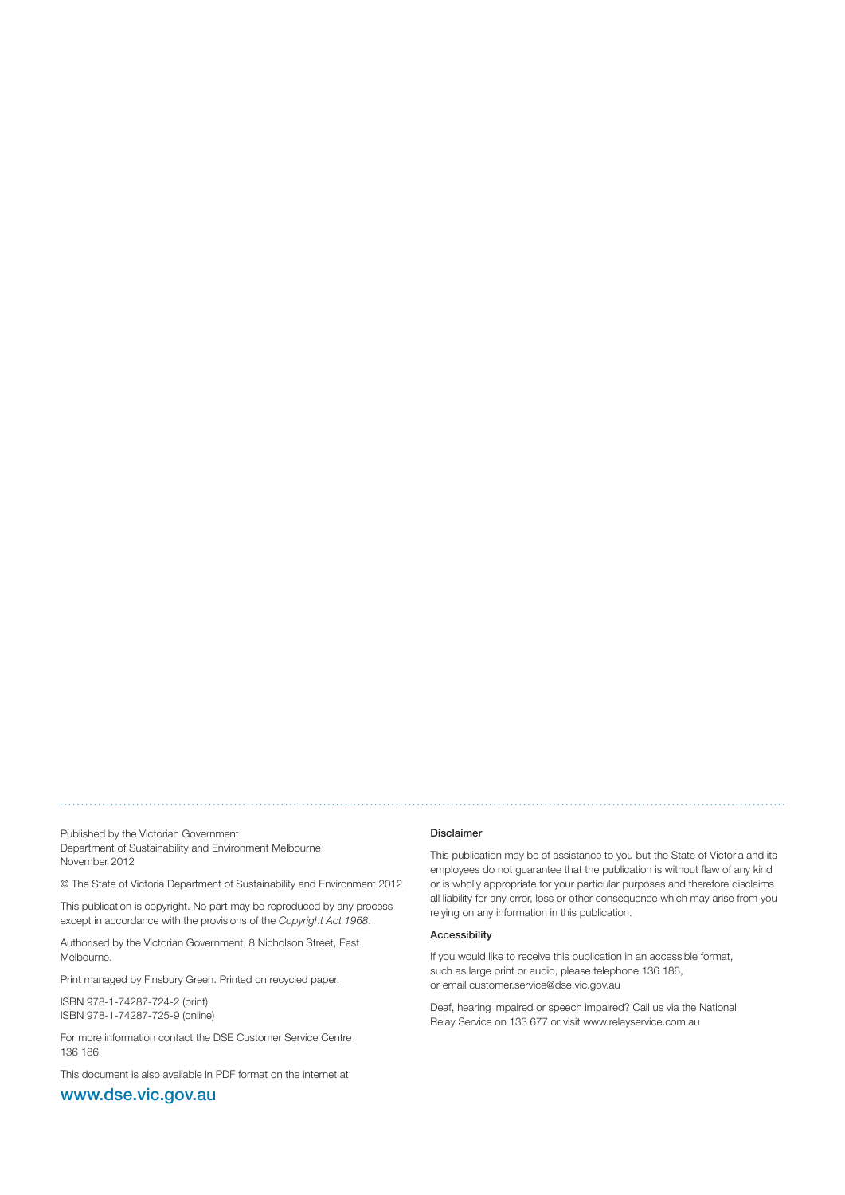Published by the Victorian Government
Department of Sustainability and Environment Melbourne
November 2012

© The State of Victoria Department of Sustainability and Environment 2012

This publication is copyright. No part may be reproduced by any process except in accordance with the provisions of the *Copyright Act 1968*.

Authorised by the Victorian Government, 8 Nicholson Street, East Melbourne.

Print managed by Finsbury Green. Printed on recycled paper.

ISBN 978-1-74287-724-2 (print)
ISBN 978-1-74287-725-9 (online)

For more information contact the DSE Customer Service Centre 136 186

This document is also available in PDF format on the internet at

**www.dse.vic.gov.au**

#### Disclaimer

This publication may be of assistance to you but the State of Victoria and its employees do not guarantee that the publication is without flaw of any kind or is wholly appropriate for your particular purposes and therefore disclaims all liability for any error, loss or other consequence which may arise from you relying on any information in this publication.

#### Accessibility

If you would like to receive this publication in an accessible format, such as large print or audio, please telephone 136 186, or email customer.service@dse.vic.gov.au

Deaf, hearing impaired or speech impaired? Call us via the National Relay Service on 133 677 or visit www.relayservice.com.au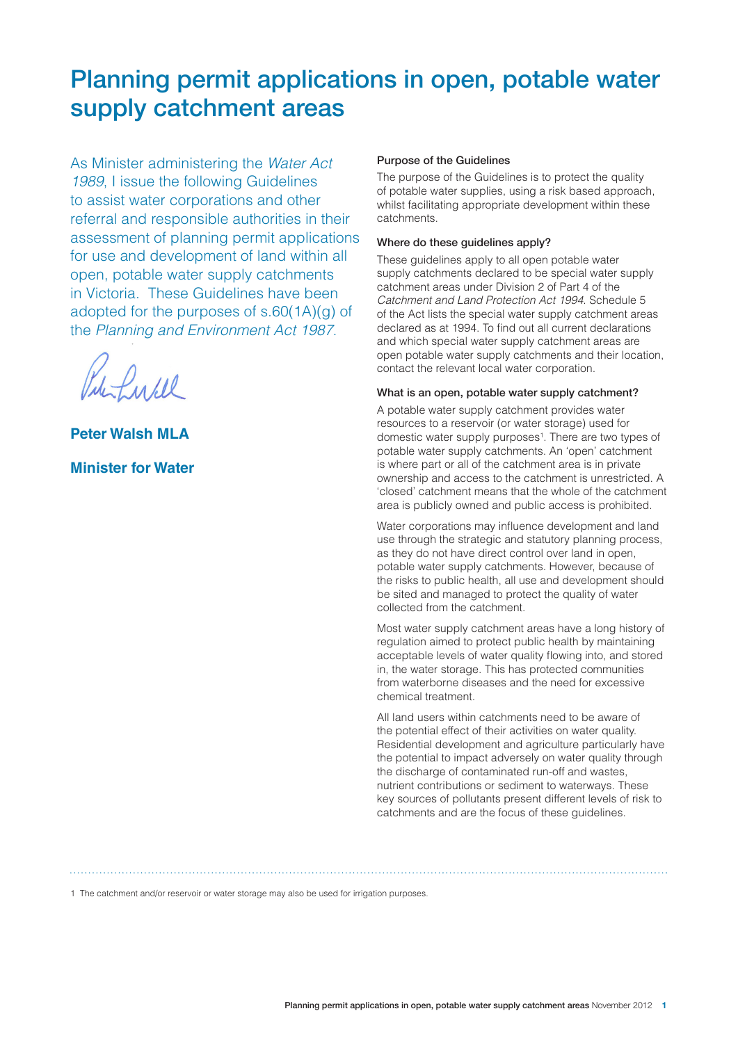# Planning permit applications in open, potable water supply catchment areas

As Minister administering the *Water Act 1989*, I issue the following Guidelines to assist water corporations and other referral and responsible authorities in their assessment of planning permit applications for use and development of land within all open, potable water supply catchments in Victoria. These Guidelines have been adopted for the purposes of s.60(1A)(g) of the *Planning and Environment Act 1987*.

**Peter Walsh MLA**

**Minister for Water**

### Purpose of the Guidelines

The purpose of the Guidelines is to protect the quality of potable water supplies, using a risk based approach, whilst facilitating appropriate development within these catchments.

### Where do these guidelines apply?

These guidelines apply to all open potable water supply catchments declared to be special water supply catchment areas under Division 2 of Part 4 of the *Catchment and Land Protection Act 1994*. Schedule 5 of the Act lists the special water supply catchment areas declared as at 1994. To find out all current declarations and which special water supply catchment areas are open potable water supply catchments and their location, contact the relevant local water corporation.

### What is an open, potable water supply catchment?

A potable water supply catchment provides water resources to a reservoir (or water storage) used for domestic water supply purposes[1]. There are two types of potable water supply catchments. An 'open' catchment is where part or all of the catchment area is in private ownership and access to the catchment is unrestricted. A 'closed' catchment means that the whole of the catchment area is publicly owned and public access is prohibited.

Water corporations may influence development and land use through the strategic and statutory planning process, as they do not have direct control over land in open, potable water supply catchments. However, because of the risks to public health, all use and development should be sited and managed to protect the quality of water collected from the catchment.

Most water supply catchment areas have a long history of regulation aimed to protect public health by maintaining acceptable levels of water quality flowing into, and stored in, the water storage. This has protected communities from waterborne diseases and the need for excessive chemical treatment.

All land users within catchments need to be aware of the potential effect of their activities on water quality. Residential development and agriculture particularly have the potential to impact adversely on water quality through the discharge of contaminated run-off and wastes, nutrient contributions or sediment to waterways. These key sources of pollutants present different levels of risk to catchments and are the focus of these guidelines.

---

1 The catchment and/or reservoir or water storage may also be used for irrigation purposes.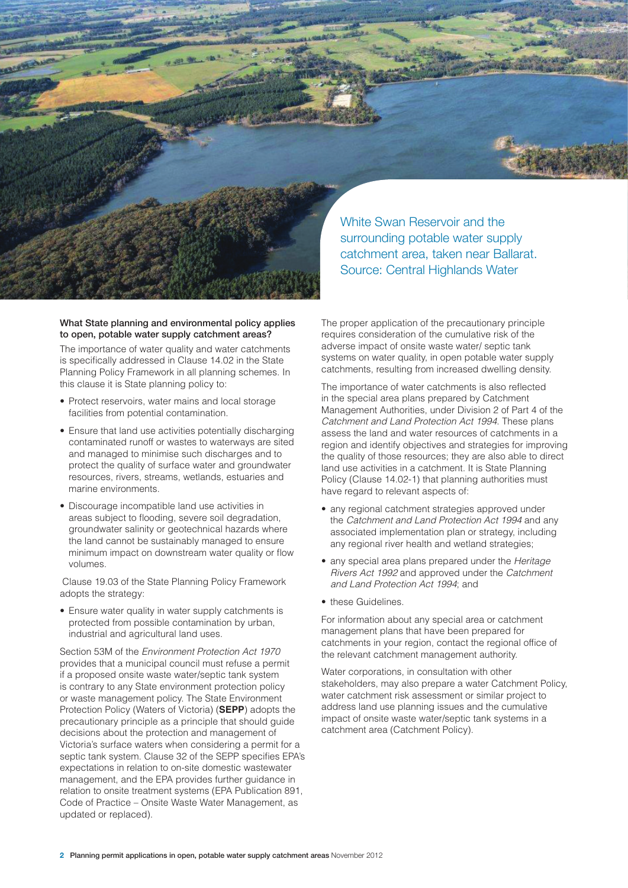White Swan Reservoir and the surrounding potable water supply catchment area, taken near Ballarat. Source: Central Highlands Water

**What State planning and environmental policy applies to open, potable water supply catchment areas?**

The importance of water quality and water catchments is specifically addressed in Clause 14.02 in the State Planning Policy Framework in all planning schemes. In this clause it is State planning policy to:

- Protect reservoirs, water mains and local storage facilities from potential contamination.
- Ensure that land use activities potentially discharging contaminated runoff or wastes to waterways are sited and managed to minimise such discharges and to protect the quality of surface water and groundwater resources, rivers, streams, wetlands, estuaries and marine environments.
- Discourage incompatible land use activities in areas subject to flooding, severe soil degradation, groundwater salinity or geotechnical hazards where the land cannot be sustainably managed to ensure minimum impact on downstream water quality or flow volumes.

Clause 19.03 of the State Planning Policy Framework adopts the strategy:

- Ensure water quality in water supply catchments is protected from possible contamination by urban, industrial and agricultural land uses.

Section 53M of the *Environment Protection Act 1970* provides that a municipal council must refuse a permit if a proposed onsite waste water/septic tank system is contrary to any State environment protection policy or waste management policy. The State Environment Protection Policy (Waters of Victoria) (**SEPP**) adopts the precautionary principle as a principle that should guide decisions about the protection and management of Victoria's surface waters when considering a permit for a septic tank system. Clause 32 of the SEPP specifies EPA's expectations in relation to on-site domestic wastewater management, and the EPA provides further guidance in relation to onsite treatment systems (EPA Publication 891, Code of Practice – Onsite Waste Water Management, as updated or replaced).

The proper application of the precautionary principle requires consideration of the cumulative risk of the adverse impact of onsite waste water/ septic tank systems on water quality, in open potable water supply catchments, resulting from increased dwelling density.

The importance of water catchments is also reflected in the special area plans prepared by Catchment Management Authorities, under Division 2 of Part 4 of the *Catchment and Land Protection Act 1994*. These plans assess the land and water resources of catchments in a region and identify objectives and strategies for improving the quality of those resources; they are also able to direct land use activities in a catchment. It is State Planning Policy (Clause 14.02-1) that planning authorities must have regard to relevant aspects of:

- any regional catchment strategies approved under the *Catchment and Land Protection Act 1994* and any associated implementation plan or strategy, including any regional river health and wetland strategies;
- any special area plans prepared under the *Heritage Rivers Act 1992* and approved under the *Catchment and Land Protection Act 1994*; and
- these Guidelines.

For information about any special area or catchment management plans that have been prepared for catchments in your region, contact the regional office of the relevant catchment management authority.

Water corporations, in consultation with other stakeholders, may also prepare a water Catchment Policy, water catchment risk assessment or similar project to address land use planning issues and the cumulative impact of onsite waste water/septic tank systems in a catchment area (Catchment Policy).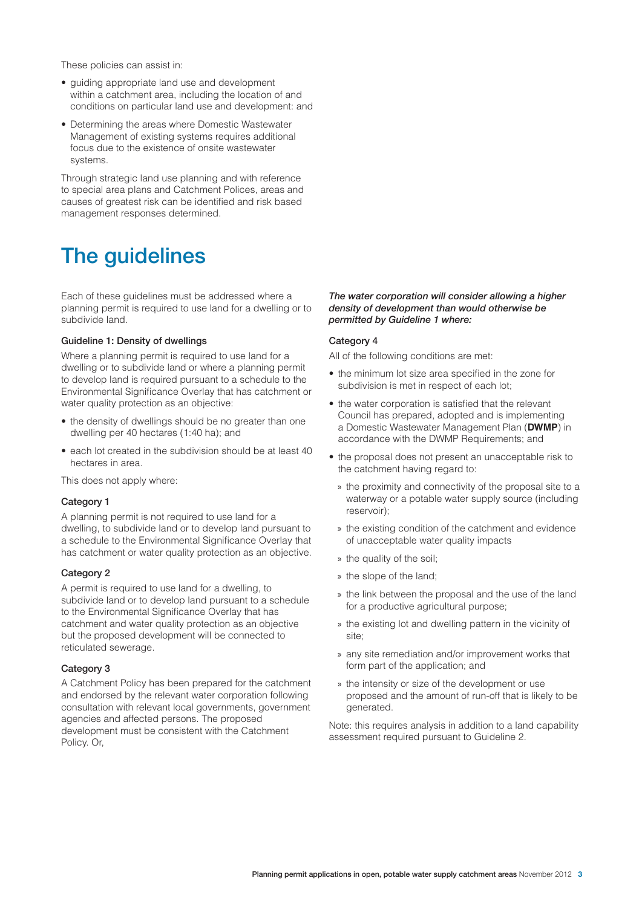These policies can assist in:

- guiding appropriate land use and development within a catchment area, including the location of and conditions on particular land use and development: and
- Determining the areas where Domestic Wastewater Management of existing systems requires additional focus due to the existence of onsite wastewater systems.

Through strategic land use planning and with reference to special area plans and Catchment Polices, areas and causes of greatest risk can be identified and risk based management responses determined.

# The guidelines

Each of these guidelines must be addressed where a planning permit is required to use land for a dwelling or to subdivide land.

### Guideline 1: Density of dwellings

Where a planning permit is required to use land for a dwelling or to subdivide land or where a planning permit to develop land is required pursuant to a schedule to the Environmental Significance Overlay that has catchment or water quality protection as an objective:

- the density of dwellings should be no greater than one dwelling per 40 hectares (1:40 ha); and
- each lot created in the subdivision should be at least 40 hectares in area.

This does not apply where:

### Category 1

A planning permit is not required to use land for a dwelling, to subdivide land or to develop land pursuant to a schedule to the Environmental Significance Overlay that has catchment or water quality protection as an objective.

### Category 2

A permit is required to use land for a dwelling, to subdivide land or to develop land pursuant to a schedule to the Environmental Significance Overlay that has catchment and water quality protection as an objective but the proposed development will be connected to reticulated sewerage.

### Category 3

A Catchment Policy has been prepared for the catchment and endorsed by the relevant water corporation following consultation with relevant local governments, government agencies and affected persons. The proposed development must be consistent with the Catchment Policy. Or,

***The water corporation will consider allowing a higher density of development than would otherwise be permitted by Guideline 1 where:***

### Category 4

All of the following conditions are met:

- the minimum lot size area specified in the zone for subdivision is met in respect of each lot;
- the water corporation is satisfied that the relevant Council has prepared, adopted and is implementing a Domestic Wastewater Management Plan (**DWMP**) in accordance with the DWMP Requirements; and
- the proposal does not present an unacceptable risk to the catchment having regard to:
  - the proximity and connectivity of the proposal site to a waterway or a potable water supply source (including reservoir);
  - the existing condition of the catchment and evidence of unacceptable water quality impacts
  - the quality of the soil;
  - the slope of the land;
  - the link between the proposal and the use of the land for a productive agricultural purpose;
  - the existing lot and dwelling pattern in the vicinity of site;
  - any site remediation and/or improvement works that form part of the application; and
  - the intensity or size of the development or use proposed and the amount of run-off that is likely to be generated.

Note: this requires analysis in addition to a land capability assessment required pursuant to Guideline 2.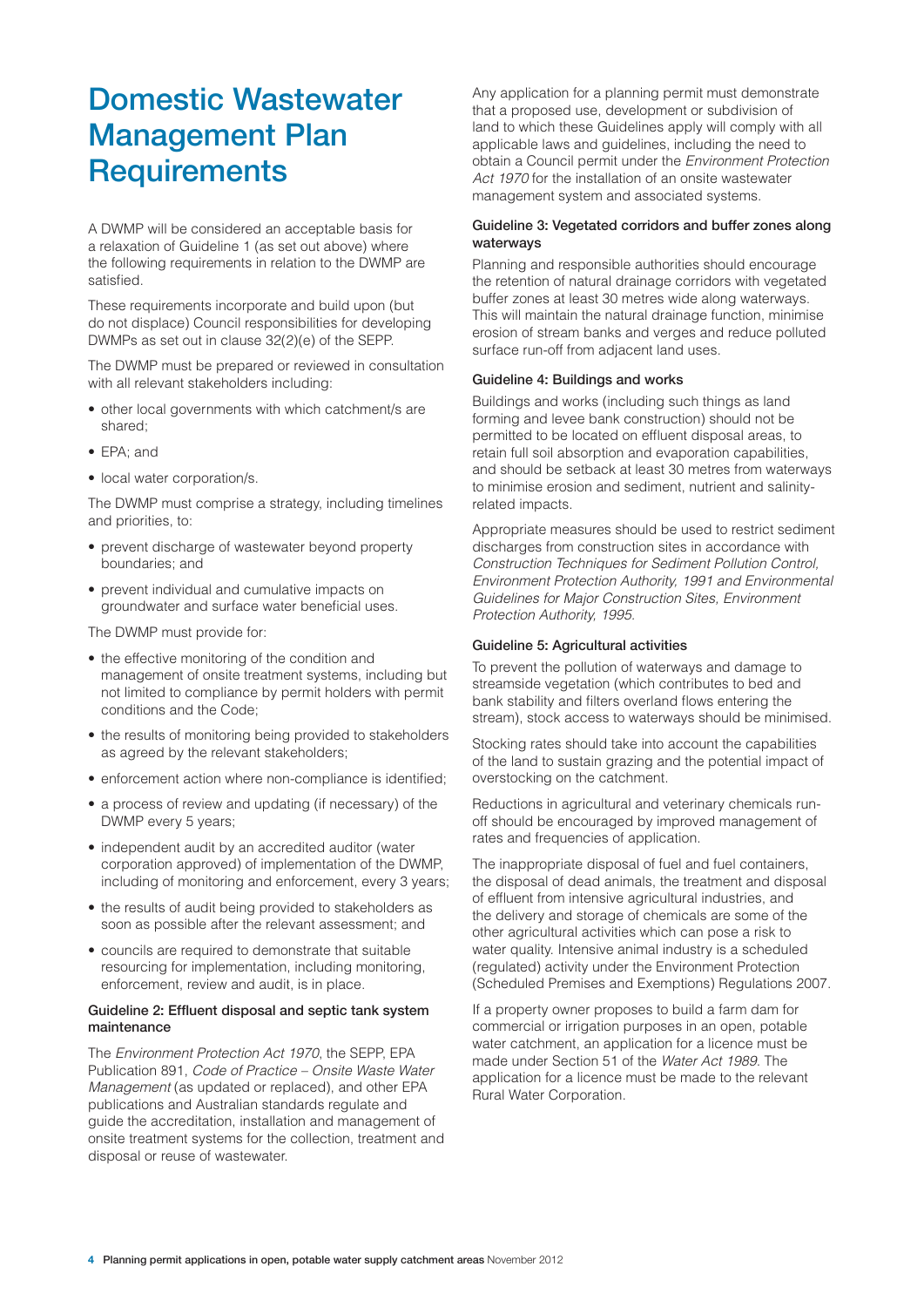# Domestic Wastewater Management Plan Requirements

A DWMP will be considered an acceptable basis for a relaxation of Guideline 1 (as set out above) where the following requirements in relation to the DWMP are satisfied.

These requirements incorporate and build upon (but do not displace) Council responsibilities for developing DWMPs as set out in clause 32(2)(e) of the SEPP.

The DWMP must be prepared or reviewed in consultation with all relevant stakeholders including:

- other local governments with which catchment/s are shared;
- EPA; and
- local water corporation/s.

The DWMP must comprise a strategy, including timelines and priorities, to:

- prevent discharge of wastewater beyond property boundaries; and
- prevent individual and cumulative impacts on groundwater and surface water beneficial uses.

The DWMP must provide for:

- the effective monitoring of the condition and management of onsite treatment systems, including but not limited to compliance by permit holders with permit conditions and the Code;
- the results of monitoring being provided to stakeholders as agreed by the relevant stakeholders;
- enforcement action where non-compliance is identified;
- a process of review and updating (if necessary) of the DWMP every 5 years;
- independent audit by an accredited auditor (water corporation approved) of implementation of the DWMP, including of monitoring and enforcement, every 3 years;
- the results of audit being provided to stakeholders as soon as possible after the relevant assessment; and
- councils are required to demonstrate that suitable resourcing for implementation, including monitoring, enforcement, review and audit, is in place.

### Guideline 2: Effluent disposal and septic tank system maintenance

The *Environment Protection Act 1970*, the SEPP, EPA Publication 891, *Code of Practice – Onsite Waste Water Management* (as updated or replaced), and other EPA publications and Australian standards regulate and guide the accreditation, installation and management of onsite treatment systems for the collection, treatment and disposal or reuse of wastewater.

Any application for a planning permit must demonstrate that a proposed use, development or subdivision of land to which these Guidelines apply will comply with all applicable laws and guidelines, including the need to obtain a Council permit under the *Environment Protection Act 1970* for the installation of an onsite wastewater management system and associated systems.

### Guideline 3: Vegetated corridors and buffer zones along waterways

Planning and responsible authorities should encourage the retention of natural drainage corridors with vegetated buffer zones at least 30 metres wide along waterways. This will maintain the natural drainage function, minimise erosion of stream banks and verges and reduce polluted surface run-off from adjacent land uses.

### Guideline 4: Buildings and works

Buildings and works (including such things as land forming and levee bank construction) should not be permitted to be located on effluent disposal areas, to retain full soil absorption and evaporation capabilities, and should be setback at least 30 metres from waterways to minimise erosion and sediment, nutrient and salinity-related impacts.

Appropriate measures should be used to restrict sediment discharges from construction sites in accordance with *Construction Techniques for Sediment Pollution Control, Environment Protection Authority, 1991 and Environmental Guidelines for Major Construction Sites, Environment Protection Authority, 1995*.

### Guideline 5: Agricultural activities

To prevent the pollution of waterways and damage to streamside vegetation (which contributes to bed and bank stability and filters overland flows entering the stream), stock access to waterways should be minimised.

Stocking rates should take into account the capabilities of the land to sustain grazing and the potential impact of overstocking on the catchment.

Reductions in agricultural and veterinary chemicals run-off should be encouraged by improved management of rates and frequencies of application.

The inappropriate disposal of fuel and fuel containers, the disposal of dead animals, the treatment and disposal of effluent from intensive agricultural industries, and the delivery and storage of chemicals are some of the other agricultural activities which can pose a risk to water quality. Intensive animal industry is a scheduled (regulated) activity under the Environment Protection (Scheduled Premises and Exemptions) Regulations 2007.

If a property owner proposes to build a farm dam for commercial or irrigation purposes in an open, potable water catchment, an application for a licence must be made under Section 51 of the *Water Act 1989*. The application for a licence must be made to the relevant Rural Water Corporation.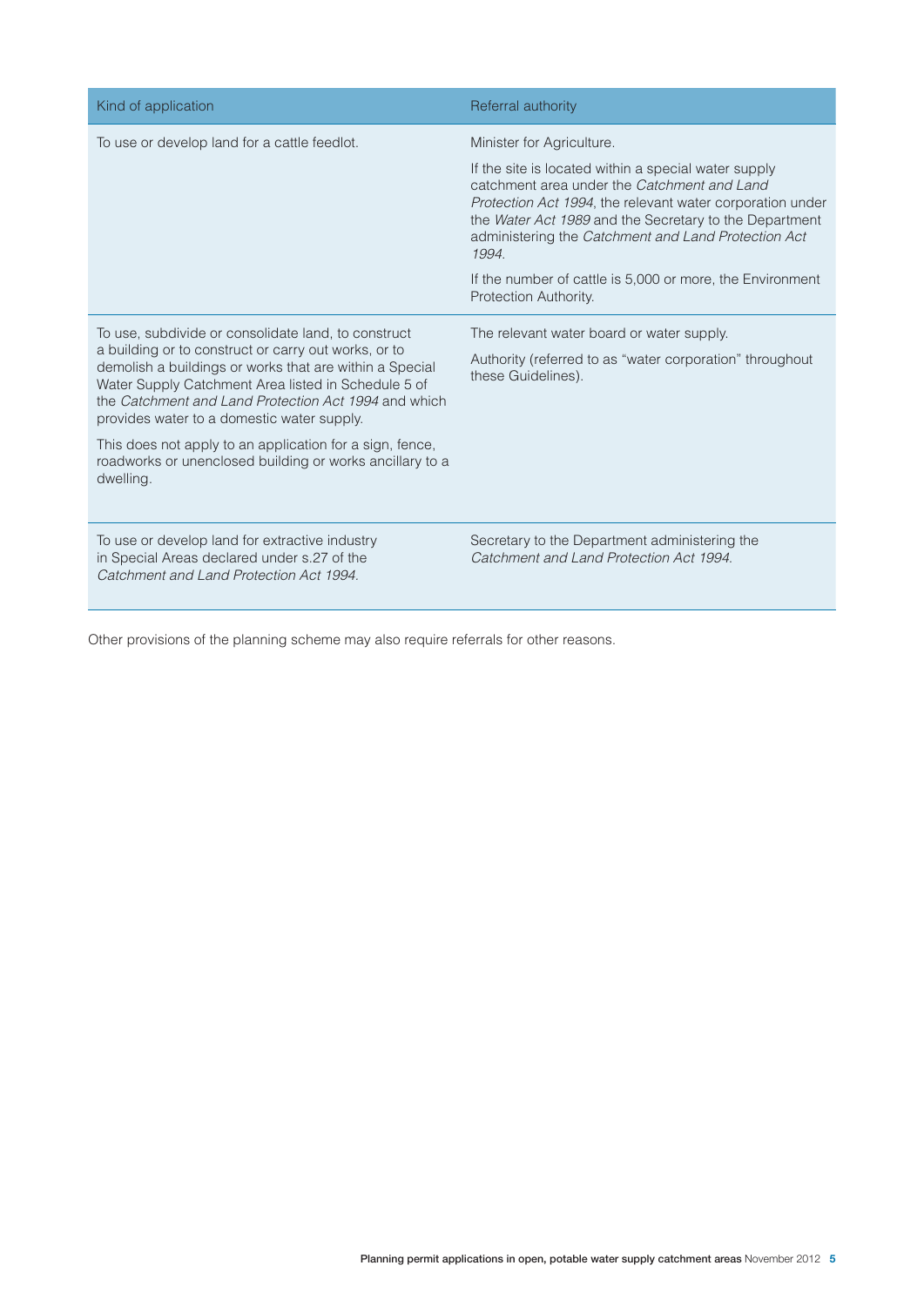| Kind of application | Referral authority |
|---|---|
| To use or develop land for a cattle feedlot. | Minister for Agriculture.<br><br>If the site is located within a special water supply catchment area under the *Catchment and Land Protection Act 1994*, the relevant water corporation under the *Water Act 1989* and the Secretary to the Department administering the *Catchment and Land Protection Act 1994*.<br><br>If the number of cattle is 5,000 or more, the Environment Protection Authority. |
| To use, subdivide or consolidate land, to construct a building or to construct or carry out works, or to demolish a buildings or works that are within a Special Water Supply Catchment Area listed in Schedule 5 of the *Catchment and Land Protection Act 1994* and which provides water to a domestic water supply.<br><br>This does not apply to an application for a sign, fence, roadworks or unenclosed building or works ancillary to a dwelling. | The relevant water board or water supply.<br><br>Authority (referred to as "water corporation" throughout these Guidelines). |
| To use or develop land for extractive industry in Special Areas declared under s.27 of the *Catchment and Land Protection Act 1994*. | Secretary to the Department administering the *Catchment and Land Protection Act 1994*. |

Other provisions of the planning scheme may also require referrals for other reasons.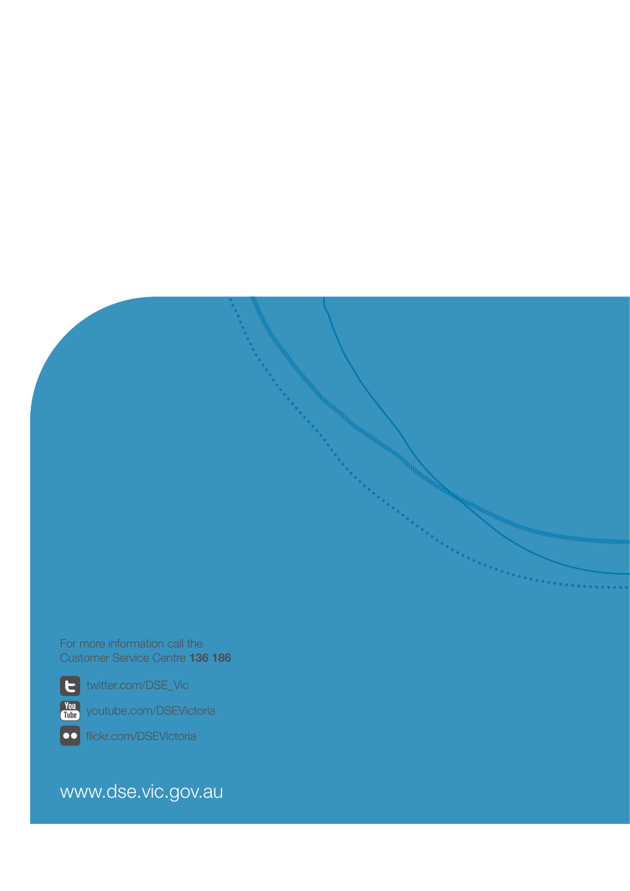For more information call the
Customer Service Centre **136 186**

twitter.com/DSE_Vic

youtube.com/DSEVictoria

flickr.com/DSEVictoria

www.dse.vic.gov.au